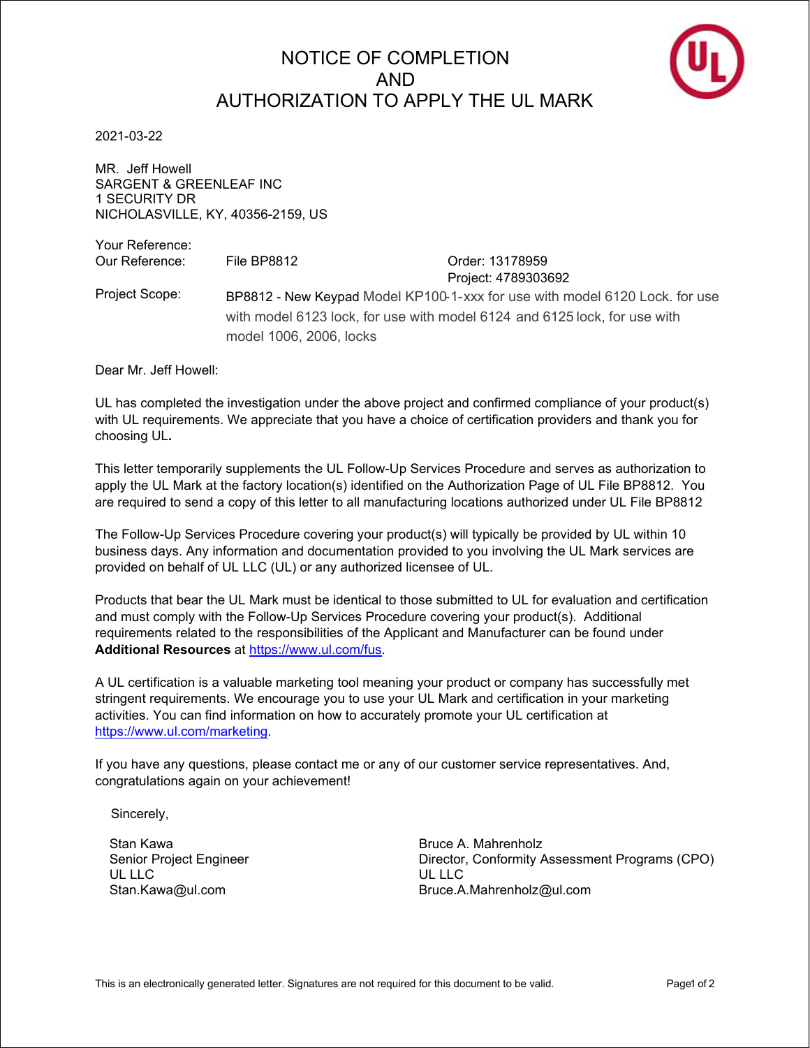# NOTICE OF COMPLETION
# AND
# AUTHORIZATION TO APPLY THE UL MARK

2021-03-22

MR. Jeff Howell
SARGENT & GREENLEAF INC
1 SECURITY DR
NICHOLASVILLE, KY, 40356-2159, US

| | | |
|---|---|---|
| Your Reference: | | |
| Our Reference: | File BP8812 | Order: 13178959<br>Project: 4789303692 |
| Project Scope: | BP8812 - New Keypad Model KP100-1-xxx for use with model 6120 Lock. for use with model 6123 lock, for use with model 6124 and 6125 lock, for use with model 1006, 2006, locks | |

Dear Mr. Jeff Howell:

UL has completed the investigation under the above project and confirmed compliance of your product(s) with UL requirements. We appreciate that you have a choice of certification providers and thank you for choosing UL.

This letter temporarily supplements the UL Follow-Up Services Procedure and serves as authorization to apply the UL Mark at the factory location(s) identified on the Authorization Page of UL File BP8812. You are required to send a copy of this letter to all manufacturing locations authorized under UL File BP8812

The Follow-Up Services Procedure covering your product(s) will typically be provided by UL within 10 business days. Any information and documentation provided to you involving the UL Mark services are provided on behalf of UL LLC (UL) or any authorized licensee of UL.

Products that bear the UL Mark must be identical to those submitted to UL for evaluation and certification and must comply with the Follow-Up Services Procedure covering your product(s). Additional requirements related to the responsibilities of the Applicant and Manufacturer can be found under **Additional Resources** at https://www.ul.com/fus.

A UL certification is a valuable marketing tool meaning your product or company has successfully met stringent requirements. We encourage you to use your UL Mark and certification in your marketing activities. You can find information on how to accurately promote your UL certification at https://www.ul.com/marketing.

If you have any questions, please contact me or any of our customer service representatives. And, congratulations again on your achievement!

Sincerely,

Stan Kawa
Senior Project Engineer
UL LLC
Stan.Kawa@ul.com

Bruce A. Mahrenholz
Director, Conformity Assessment Programs (CPO)
UL LLC
Bruce.A.Mahrenholz@ul.com

This is an electronically generated letter. Signatures are not required for this document to be valid.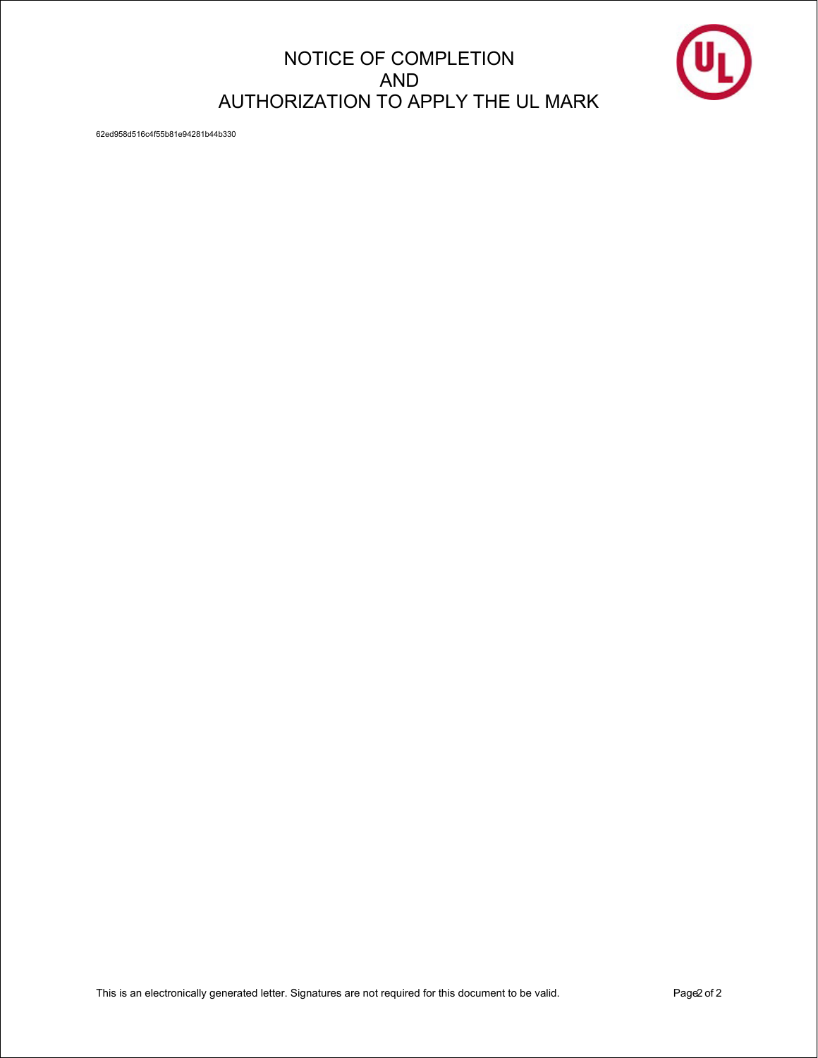# NOTICE OF COMPLETION
# AND
# AUTHORIZATION TO APPLY THE UL MARK

62ed958d516c4f55b81e94281b44b330

This is an electronically generated letter. Signatures are not required for this document to be valid.